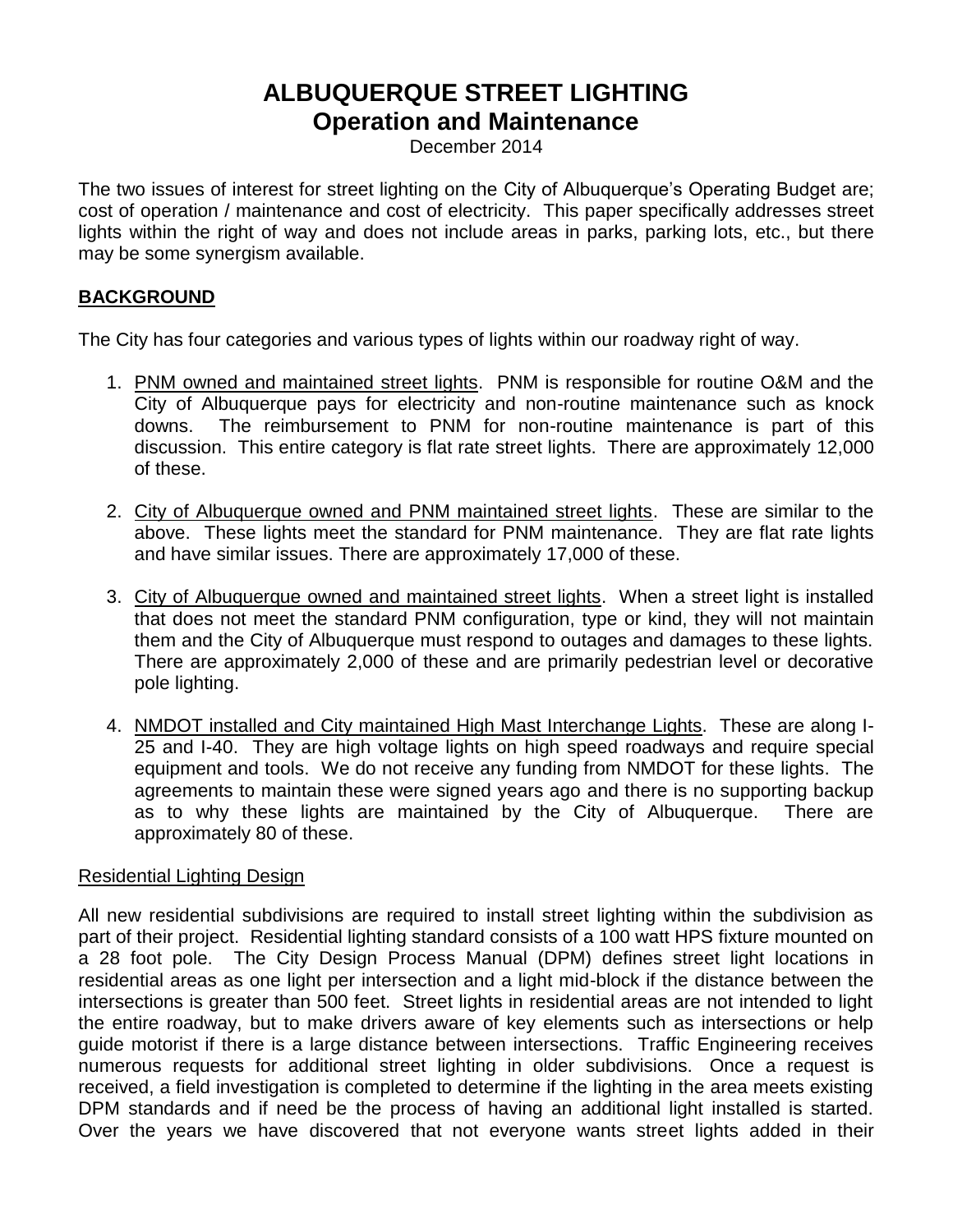# ALBUQUERQUE STREET LIGHTING
## Operation and Maintenance

December 2014

The two issues of interest for street lighting on the City of Albuquerque's Operating Budget are; cost of operation / maintenance and cost of electricity. This paper specifically addresses street lights within the right of way and does not include areas in parks, parking lots, etc., but there may be some synergism available.

### BACKGROUND

The City has four categories and various types of lights within our roadway right of way.

1. PNM owned and maintained street lights. PNM is responsible for routine O&M and the City of Albuquerque pays for electricity and non-routine maintenance such as knock downs. The reimbursement to PNM for non-routine maintenance is part of this discussion. This entire category is flat rate street lights. There are approximately 12,000 of these.

2. City of Albuquerque owned and PNM maintained street lights. These are similar to the above. These lights meet the standard for PNM maintenance. They are flat rate lights and have similar issues. There are approximately 17,000 of these.

3. City of Albuquerque owned and maintained street lights. When a street light is installed that does not meet the standard PNM configuration, type or kind, they will not maintain them and the City of Albuquerque must respond to outages and damages to these lights. There are approximately 2,000 of these and are primarily pedestrian level or decorative pole lighting.

4. NMDOT installed and City maintained High Mast Interchange Lights. These are along I-25 and I-40. They are high voltage lights on high speed roadways and require special equipment and tools. We do not receive any funding from NMDOT for these lights. The agreements to maintain these were signed years ago and there is no supporting backup as to why these lights are maintained by the City of Albuquerque. There are approximately 80 of these.

#### Residential Lighting Design

All new residential subdivisions are required to install street lighting within the subdivision as part of their project. Residential lighting standard consists of a 100 watt HPS fixture mounted on a 28 foot pole. The City Design Process Manual (DPM) defines street light locations in residential areas as one light per intersection and a light mid-block if the distance between the intersections is greater than 500 feet. Street lights in residential areas are not intended to light the entire roadway, but to make drivers aware of key elements such as intersections or help guide motorist if there is a large distance between intersections. Traffic Engineering receives numerous requests for additional street lighting in older subdivisions. Once a request is received, a field investigation is completed to determine if the lighting in the area meets existing DPM standards and if need be the process of having an additional light installed is started. Over the years we have discovered that not everyone wants street lights added in their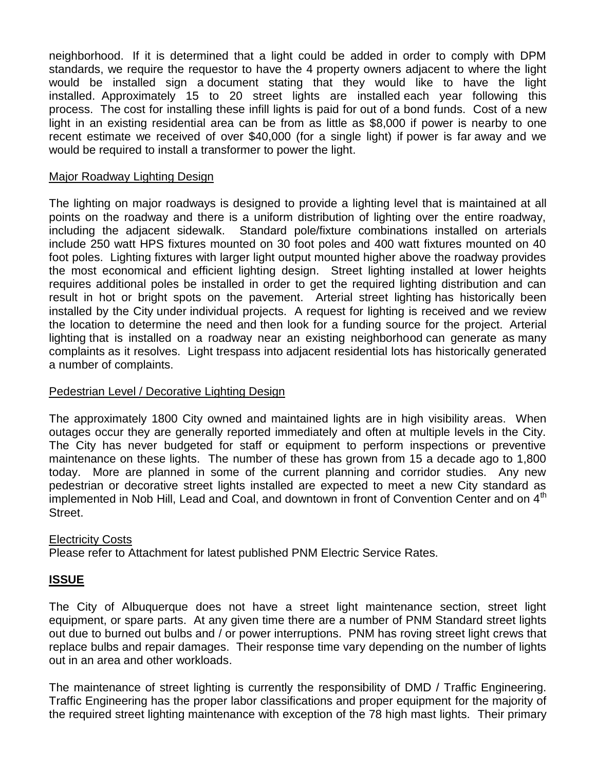neighborhood. If it is determined that a light could be added in order to comply with DPM standards, we require the requestor to have the 4 property owners adjacent to where the light would be installed sign a document stating that they would like to have the light installed. Approximately 15 to 20 street lights are installed each year following this process. The cost for installing these infill lights is paid for out of a bond funds. Cost of a new light in an existing residential area can be from as little as $8,000 if power is nearby to one recent estimate we received of over $40,000 (for a single light) if power is far away and we would be required to install a transformer to power the light.

<u>Major Roadway Lighting Design</u>

The lighting on major roadways is designed to provide a lighting level that is maintained at all points on the roadway and there is a uniform distribution of lighting over the entire roadway, including the adjacent sidewalk. Standard pole/fixture combinations installed on arterials include 250 watt HPS fixtures mounted on 30 foot poles and 400 watt fixtures mounted on 40 foot poles. Lighting fixtures with larger light output mounted higher above the roadway provides the most economical and efficient lighting design. Street lighting installed at lower heights requires additional poles be installed in order to get the required lighting distribution and can result in hot or bright spots on the pavement. Arterial street lighting has historically been installed by the City under individual projects. A request for lighting is received and we review the location to determine the need and then look for a funding source for the project. Arterial lighting that is installed on a roadway near an existing neighborhood can generate as many complaints as it resolves. Light trespass into adjacent residential lots has historically generated a number of complaints.

<u>Pedestrian Level / Decorative Lighting Design</u>

The approximately 1800 City owned and maintained lights are in high visibility areas. When outages occur they are generally reported immediately and often at multiple levels in the City. The City has never budgeted for staff or equipment to perform inspections or preventive maintenance on these lights. The number of these has grown from 15 a decade ago to 1,800 today. More are planned in some of the current planning and corridor studies. Any new pedestrian or decorative street lights installed are expected to meet a new City standard as implemented in Nob Hill, Lead and Coal, and downtown in front of Convention Center and on 4th Street.

<u>Electricity Costs</u>
Please refer to Attachment for latest published PNM Electric Service Rates.

## ISSUE

The City of Albuquerque does not have a street light maintenance section, street light equipment, or spare parts. At any given time there are a number of PNM Standard street lights out due to burned out bulbs and / or power interruptions. PNM has roving street light crews that replace bulbs and repair damages. Their response time vary depending on the number of lights out in an area and other workloads.

The maintenance of street lighting is currently the responsibility of DMD / Traffic Engineering. Traffic Engineering has the proper labor classifications and proper equipment for the majority of the required street lighting maintenance with exception of the 78 high mast lights. Their primary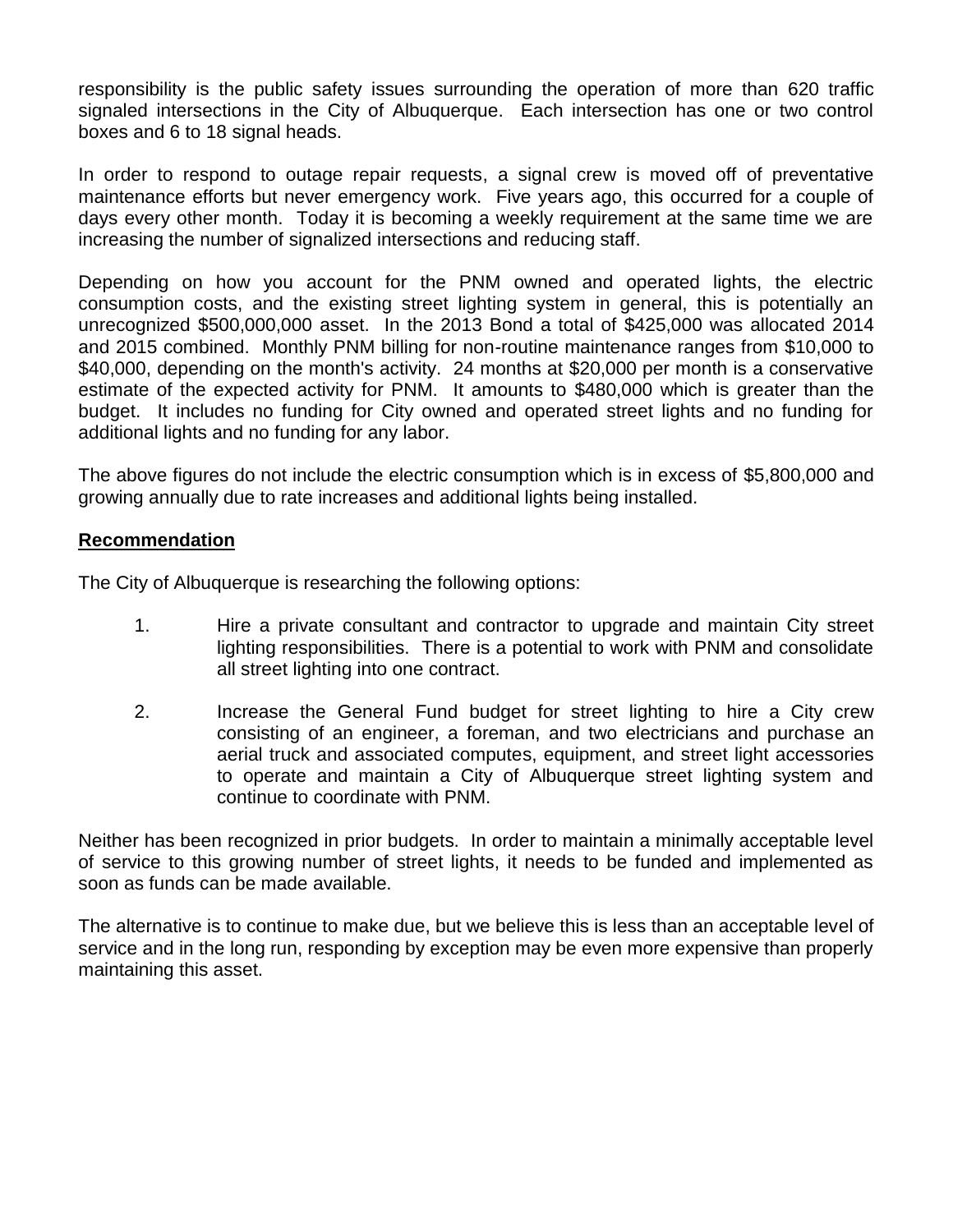responsibility is the public safety issues surrounding the operation of more than 620 traffic signaled intersections in the City of Albuquerque. Each intersection has one or two control boxes and 6 to 18 signal heads.

In order to respond to outage repair requests, a signal crew is moved off of preventative maintenance efforts but never emergency work. Five years ago, this occurred for a couple of days every other month. Today it is becoming a weekly requirement at the same time we are increasing the number of signalized intersections and reducing staff.

Depending on how you account for the PNM owned and operated lights, the electric consumption costs, and the existing street lighting system in general, this is potentially an unrecognized $500,000,000 asset. In the 2013 Bond a total of $425,000 was allocated 2014 and 2015 combined. Monthly PNM billing for non-routine maintenance ranges from $10,000 to $40,000, depending on the month's activity. 24 months at $20,000 per month is a conservative estimate of the expected activity for PNM. It amounts to $480,000 which is greater than the budget. It includes no funding for City owned and operated street lights and no funding for additional lights and no funding for any labor.

The above figures do not include the electric consumption which is in excess of $5,800,000 and growing annually due to rate increases and additional lights being installed.

**Recommendation**

The City of Albuquerque is researching the following options:

1. Hire a private consultant and contractor to upgrade and maintain City street lighting responsibilities. There is a potential to work with PNM and consolidate all street lighting into one contract.

2. Increase the General Fund budget for street lighting to hire a City crew consisting of an engineer, a foreman, and two electricians and purchase an aerial truck and associated computes, equipment, and street light accessories to operate and maintain a City of Albuquerque street lighting system and continue to coordinate with PNM.

Neither has been recognized in prior budgets. In order to maintain a minimally acceptable level of service to this growing number of street lights, it needs to be funded and implemented as soon as funds can be made available.

The alternative is to continue to make due, but we believe this is less than an acceptable level of service and in the long run, responding by exception may be even more expensive than properly maintaining this asset.